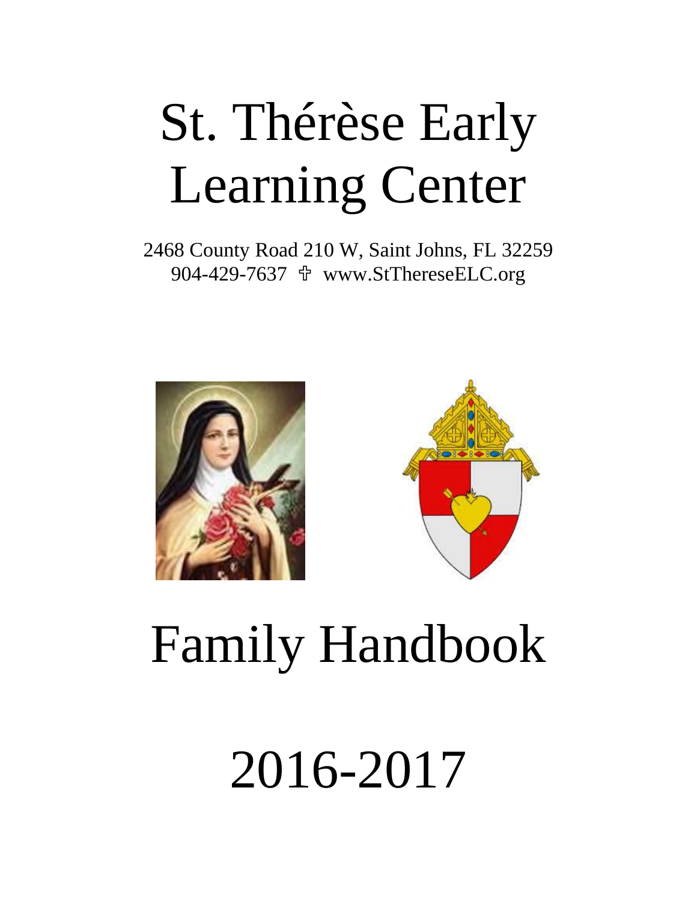# St. Thérèse Early Learning Center

2468 County Road 210 W, Saint Johns, FL 32259
904-429-7637 ✟ www.StThereseELC.org

# Family Handbook

# 2016-2017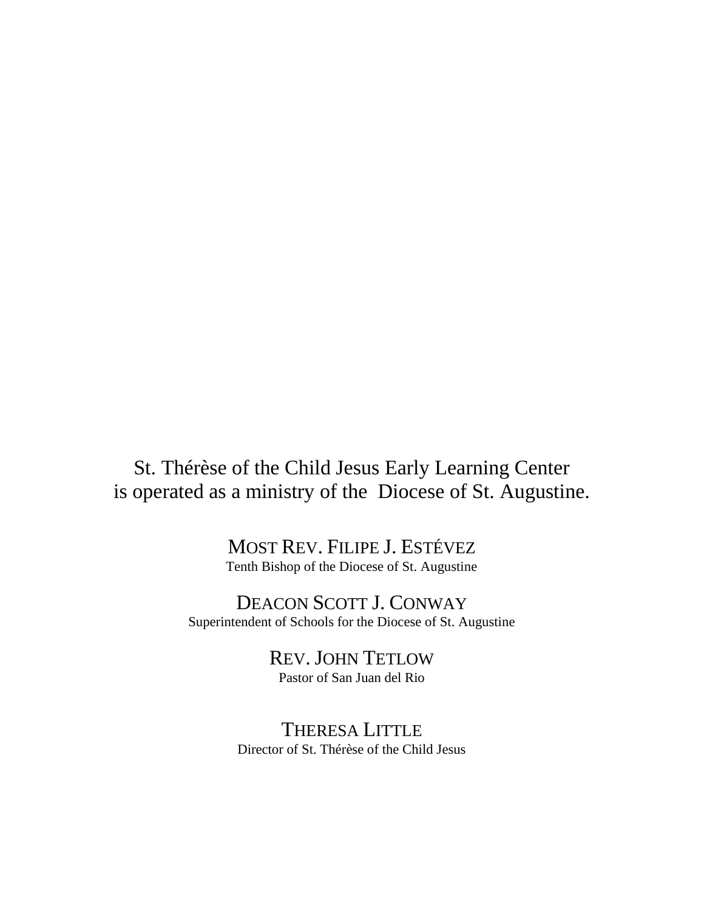St. Thérèse of the Child Jesus Early Learning Center
is operated as a ministry of the Diocese of St. Augustine.

MOST REV. FILIPE J. ESTÉVEZ
Tenth Bishop of the Diocese of St. Augustine

DEACON SCOTT J. CONWAY
Superintendent of Schools for the Diocese of St. Augustine

REV. JOHN TETLOW
Pastor of San Juan del Rio

THERESA LITTLE
Director of St. Thérèse of the Child Jesus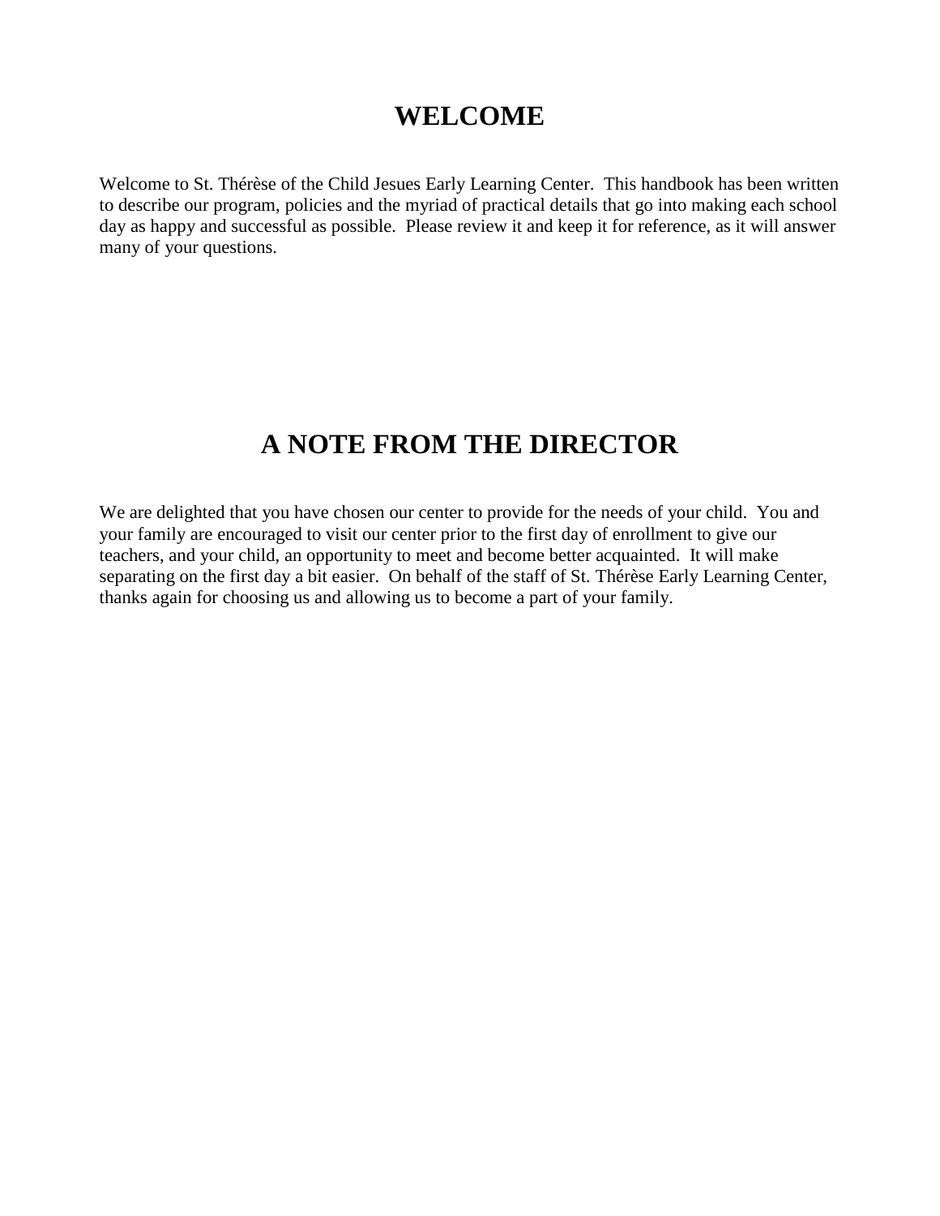# WELCOME

Welcome to St. Thérèse of the Child Jesues Early Learning Center. This handbook has been written to describe our program, policies and the myriad of practical details that go into making each school day as happy and successful as possible. Please review it and keep it for reference, as it will answer many of your questions.

# A NOTE FROM THE DIRECTOR

We are delighted that you have chosen our center to provide for the needs of your child. You and your family are encouraged to visit our center prior to the first day of enrollment to give our teachers, and your child, an opportunity to meet and become better acquainted. It will make separating on the first day a bit easier. On behalf of the staff of St. Thérèse Early Learning Center, thanks again for choosing us and allowing us to become a part of your family.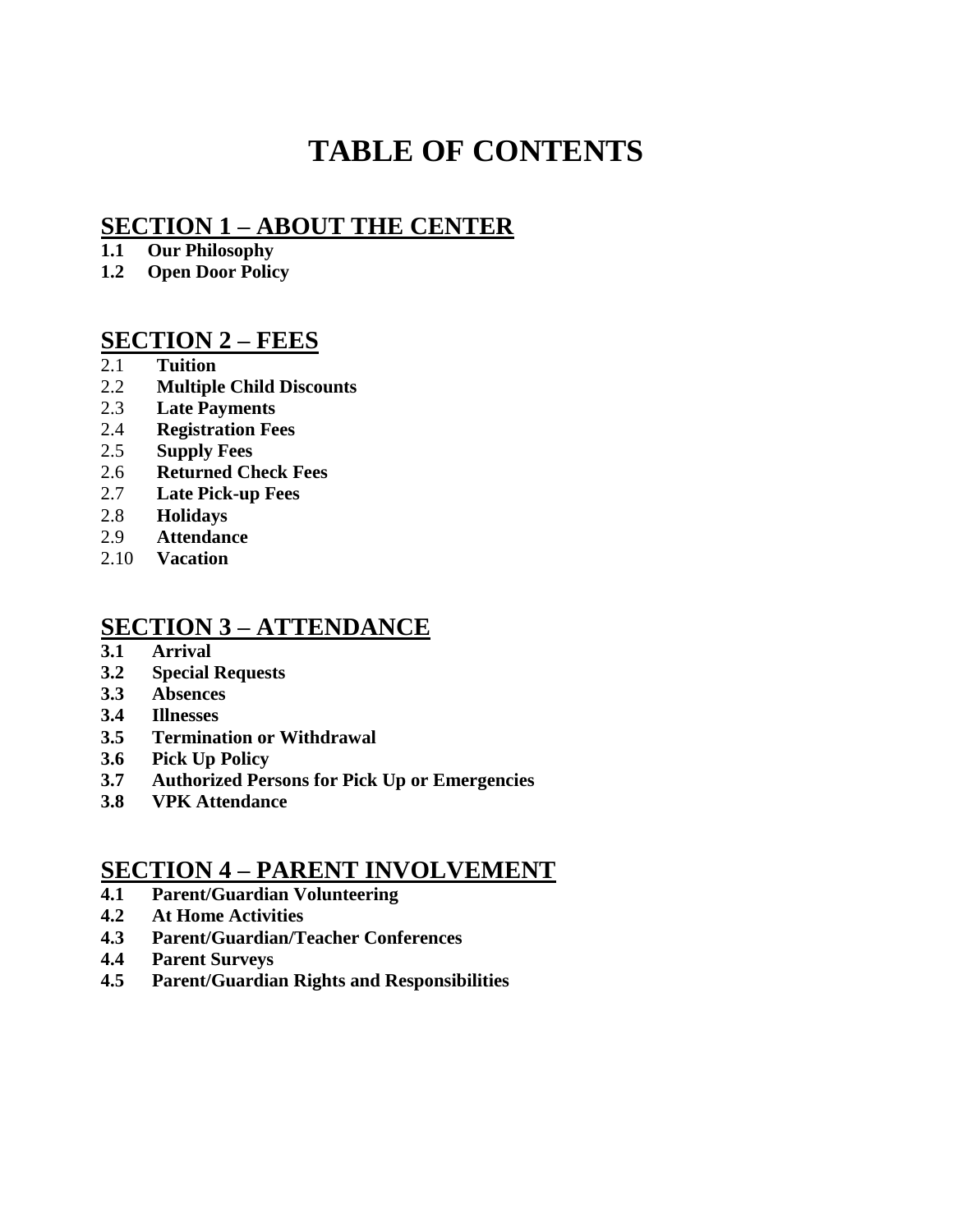# TABLE OF CONTENTS

## SECTION 1 – ABOUT THE CENTER

**1.1 Our Philosophy**
**1.2 Open Door Policy**

## SECTION 2 – FEES

2.1 **Tuition**
2.2 **Multiple Child Discounts**
2.3 **Late Payments**
2.4 **Registration Fees**
2.5 **Supply Fees**
2.6 **Returned Check Fees**
2.7 **Late Pick-up Fees**
2.8 **Holidays**
2.9 **Attendance**
2.10 **Vacation**

## SECTION 3 – ATTENDANCE

**3.1 Arrival**
**3.2 Special Requests**
**3.3 Absences**
**3.4 Illnesses**
**3.5 Termination or Withdrawal**
**3.6 Pick Up Policy**
**3.7 Authorized Persons for Pick Up or Emergencies**
**3.8 VPK Attendance**

## SECTION 4 – PARENT INVOLVEMENT

**4.1 Parent/Guardian Volunteering**
**4.2 At Home Activities**
**4.3 Parent/Guardian/Teacher Conferences**
**4.4 Parent Surveys**
**4.5 Parent/Guardian Rights and Responsibilities**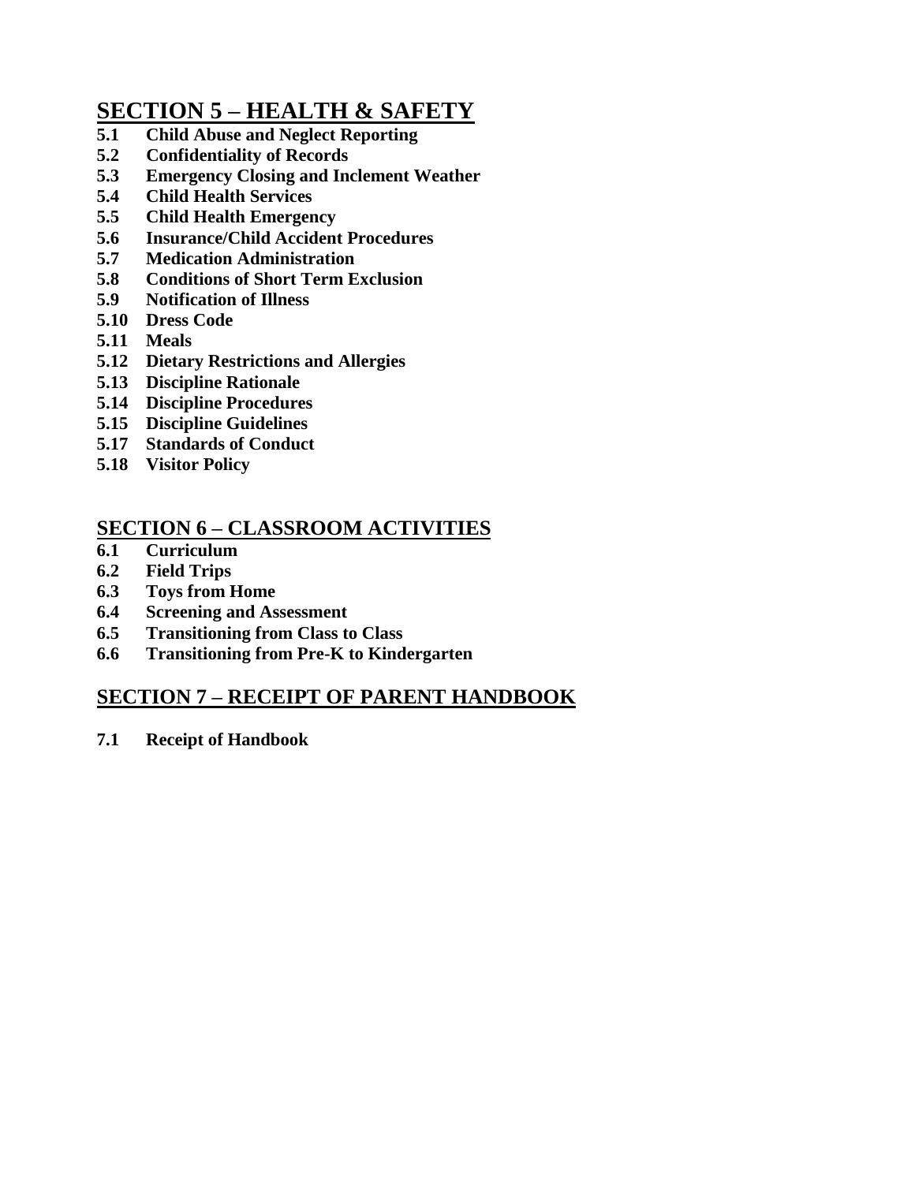## SECTION 5 – HEALTH & SAFETY

**5.1 Child Abuse and Neglect Reporting**
**5.2 Confidentiality of Records**
**5.3 Emergency Closing and Inclement Weather**
**5.4 Child Health Services**
**5.5 Child Health Emergency**
**5.6 Insurance/Child Accident Procedures**
**5.7 Medication Administration**
**5.8 Conditions of Short Term Exclusion**
**5.9 Notification of Illness**
**5.10 Dress Code**
**5.11 Meals**
**5.12 Dietary Restrictions and Allergies**
**5.13 Discipline Rationale**
**5.14 Discipline Procedures**
**5.15 Discipline Guidelines**
**5.17 Standards of Conduct**
**5.18 Visitor Policy**

## SECTION 6 – CLASSROOM ACTIVITIES

**6.1 Curriculum**
**6.2 Field Trips**
**6.3 Toys from Home**
**6.4 Screening and Assessment**
**6.5 Transitioning from Class to Class**
**6.6 Transitioning from Pre-K to Kindergarten**

## SECTION 7 – RECEIPT OF PARENT HANDBOOK

**7.1 Receipt of Handbook**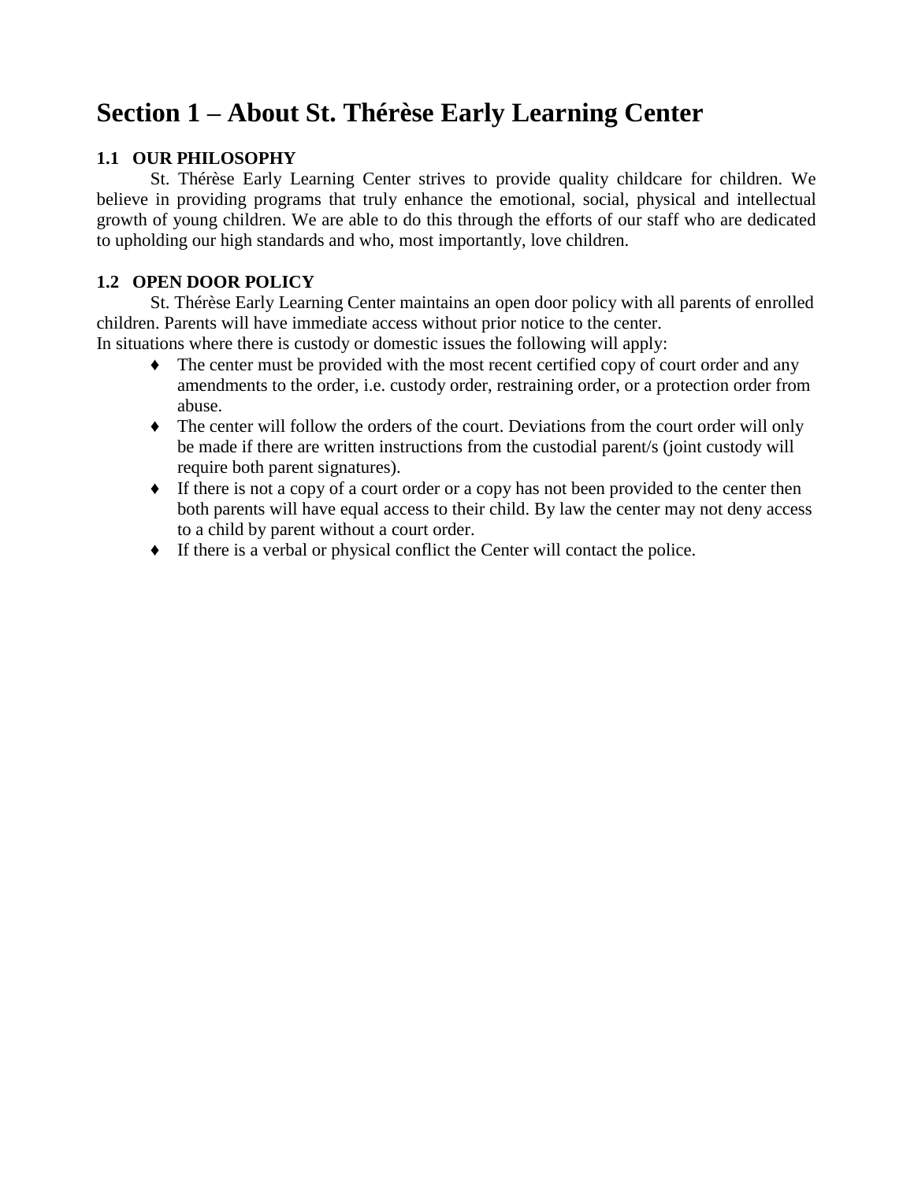# Section 1 – About St. Thérèse Early Learning Center

### 1.1 OUR PHILOSOPHY

St. Thérèse Early Learning Center strives to provide quality childcare for children. We believe in providing programs that truly enhance the emotional, social, physical and intellectual growth of young children. We are able to do this through the efforts of our staff who are dedicated to upholding our high standards and who, most importantly, love children.

### 1.2 OPEN DOOR POLICY

St. Thérèse Early Learning Center maintains an open door policy with all parents of enrolled children. Parents will have immediate access without prior notice to the center.
In situations where there is custody or domestic issues the following will apply:

- The center must be provided with the most recent certified copy of court order and any amendments to the order, i.e. custody order, restraining order, or a protection order from abuse.
- The center will follow the orders of the court. Deviations from the court order will only be made if there are written instructions from the custodial parent/s (joint custody will require both parent signatures).
- If there is not a copy of a court order or a copy has not been provided to the center then both parents will have equal access to their child. By law the center may not deny access to a child by parent without a court order.
- If there is a verbal or physical conflict the Center will contact the police.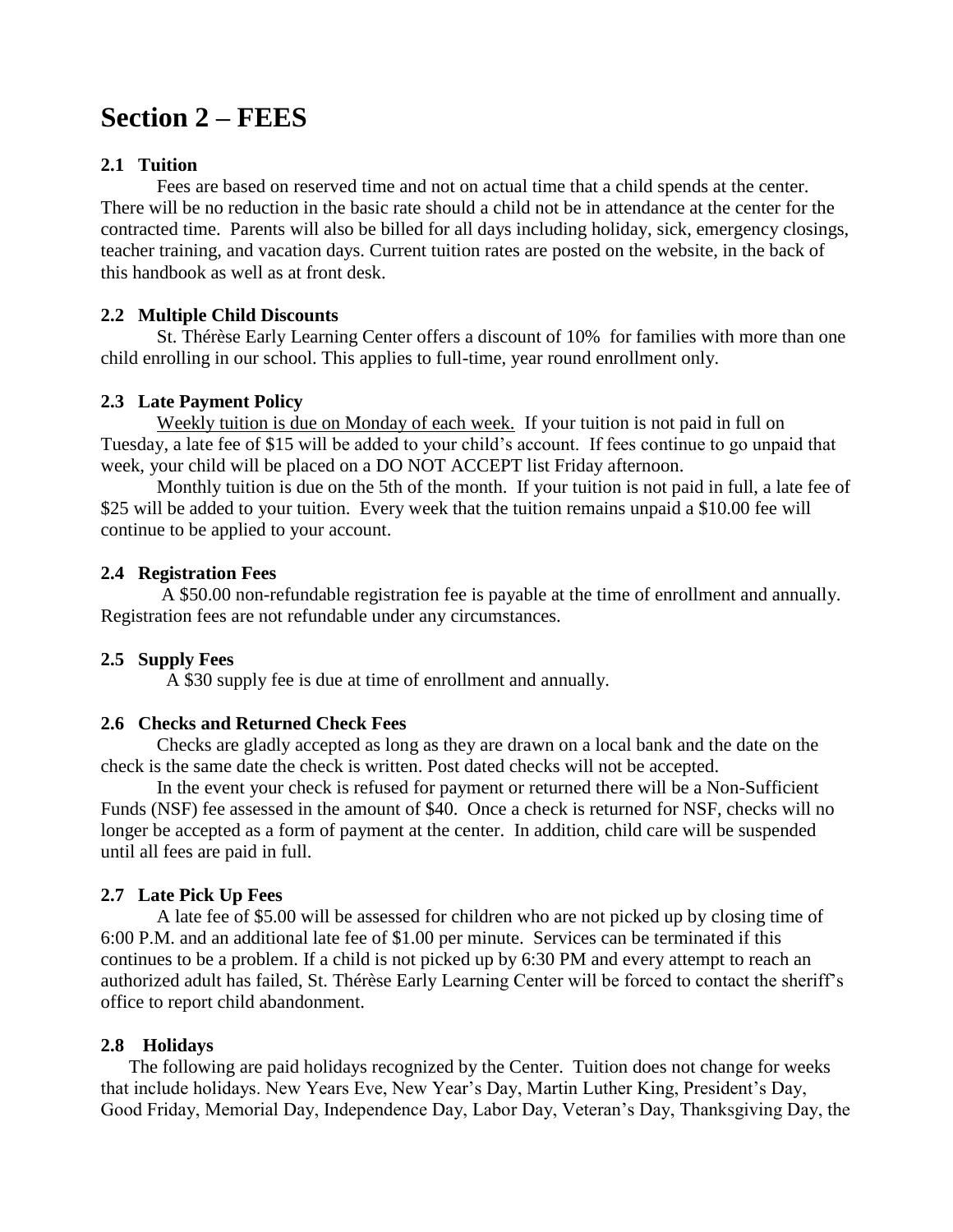# Section 2 – FEES

### 2.1 Tuition

Fees are based on reserved time and not on actual time that a child spends at the center. There will be no reduction in the basic rate should a child not be in attendance at the center for the contracted time. Parents will also be billed for all days including holiday, sick, emergency closings, teacher training, and vacation days. Current tuition rates are posted on the website, in the back of this handbook as well as at front desk.

### 2.2 Multiple Child Discounts

St. Thérèse Early Learning Center offers a discount of 10% for families with more than one child enrolling in our school. This applies to full-time, year round enrollment only.

### 2.3 Late Payment Policy

<u>Weekly tuition is due on Monday of each week.</u> If your tuition is not paid in full on Tuesday, a late fee of $15 will be added to your child's account. If fees continue to go unpaid that week, your child will be placed on a DO NOT ACCEPT list Friday afternoon.

Monthly tuition is due on the 5th of the month. If your tuition is not paid in full, a late fee of $25 will be added to your tuition. Every week that the tuition remains unpaid a $10.00 fee will continue to be applied to your account.

### 2.4 Registration Fees

A $50.00 non-refundable registration fee is payable at the time of enrollment and annually. Registration fees are not refundable under any circumstances.

### 2.5 Supply Fees

A $30 supply fee is due at time of enrollment and annually.

### 2.6 Checks and Returned Check Fees

Checks are gladly accepted as long as they are drawn on a local bank and the date on the check is the same date the check is written. Post dated checks will not be accepted.

In the event your check is refused for payment or returned there will be a Non-Sufficient Funds (NSF) fee assessed in the amount of $40. Once a check is returned for NSF, checks will no longer be accepted as a form of payment at the center. In addition, child care will be suspended until all fees are paid in full.

### 2.7 Late Pick Up Fees

A late fee of $5.00 will be assessed for children who are not picked up by closing time of 6:00 P.M. and an additional late fee of $1.00 per minute. Services can be terminated if this continues to be a problem. If a child is not picked up by 6:30 PM and every attempt to reach an authorized adult has failed, St. Thérèse Early Learning Center will be forced to contact the sheriff's office to report child abandonment.

### 2.8 Holidays

The following are paid holidays recognized by the Center. Tuition does not change for weeks that include holidays. New Years Eve, New Year's Day, Martin Luther King, President's Day, Good Friday, Memorial Day, Independence Day, Labor Day, Veteran's Day, Thanksgiving Day, the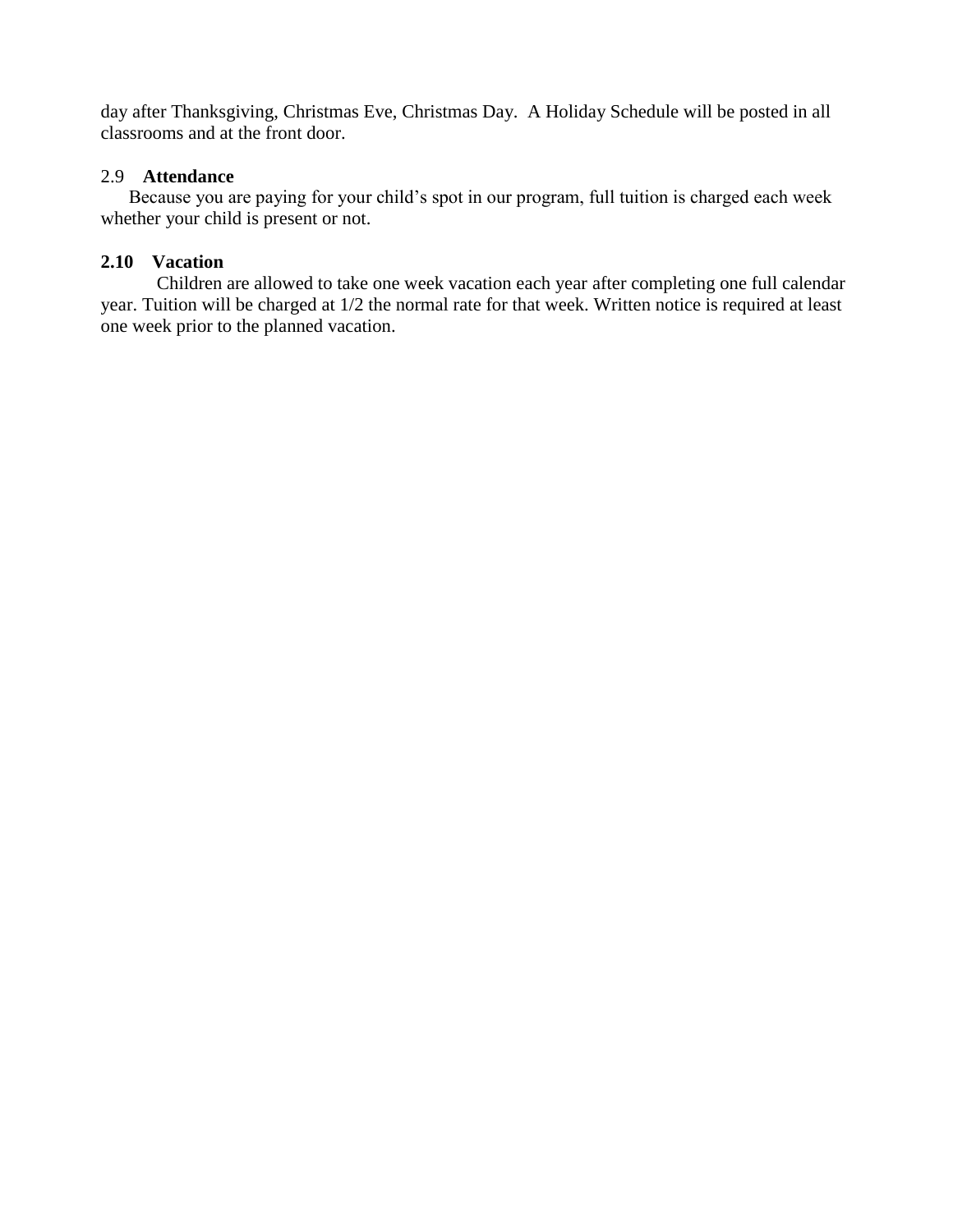day after Thanksgiving, Christmas Eve, Christmas Day. A Holiday Schedule will be posted in all classrooms and at the front door.

### 2.9 **Attendance**

Because you are paying for your child's spot in our program, full tuition is charged each week whether your child is present or not.

### **2.10 Vacation**

Children are allowed to take one week vacation each year after completing one full calendar year. Tuition will be charged at 1/2 the normal rate for that week. Written notice is required at least one week prior to the planned vacation.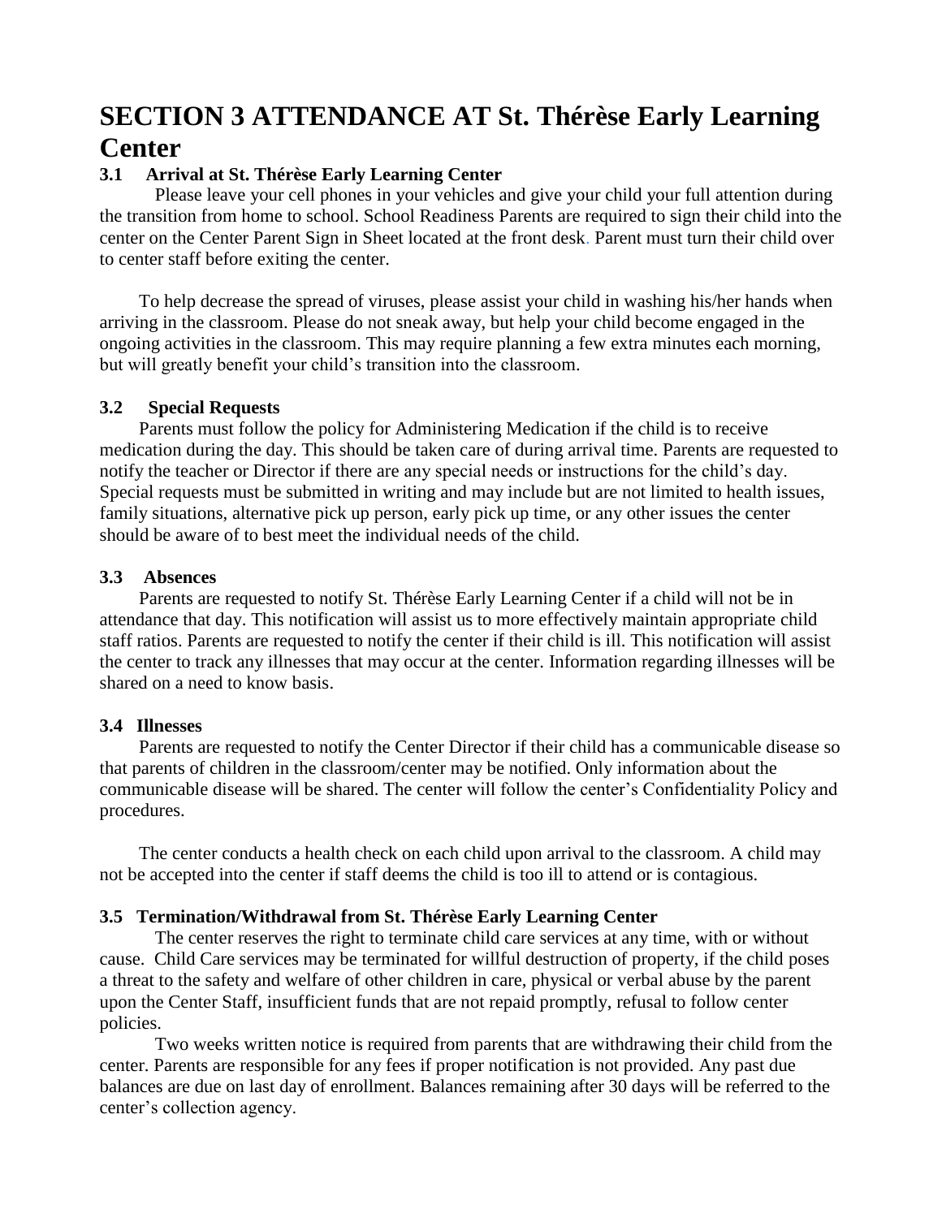# SECTION 3 ATTENDANCE AT St. Thérèse Early Learning Center

### 3.1 Arrival at St. Thérèse Early Learning Center

Please leave your cell phones in your vehicles and give your child your full attention during the transition from home to school. School Readiness Parents are required to sign their child into the center on the Center Parent Sign in Sheet located at the front desk. Parent must turn their child over to center staff before exiting the center.

To help decrease the spread of viruses, please assist your child in washing his/her hands when arriving in the classroom. Please do not sneak away, but help your child become engaged in the ongoing activities in the classroom. This may require planning a few extra minutes each morning, but will greatly benefit your child's transition into the classroom.

### 3.2 Special Requests

Parents must follow the policy for Administering Medication if the child is to receive medication during the day. This should be taken care of during arrival time. Parents are requested to notify the teacher or Director if there are any special needs or instructions for the child's day. Special requests must be submitted in writing and may include but are not limited to health issues, family situations, alternative pick up person, early pick up time, or any other issues the center should be aware of to best meet the individual needs of the child.

### 3.3 Absences

Parents are requested to notify St. Thérèse Early Learning Center if a child will not be in attendance that day. This notification will assist us to more effectively maintain appropriate child staff ratios. Parents are requested to notify the center if their child is ill. This notification will assist the center to track any illnesses that may occur at the center. Information regarding illnesses will be shared on a need to know basis.

### 3.4 Illnesses

Parents are requested to notify the Center Director if their child has a communicable disease so that parents of children in the classroom/center may be notified. Only information about the communicable disease will be shared. The center will follow the center's Confidentiality Policy and procedures.

The center conducts a health check on each child upon arrival to the classroom. A child may not be accepted into the center if staff deems the child is too ill to attend or is contagious.

### 3.5 Termination/Withdrawal from St. Thérèse Early Learning Center

The center reserves the right to terminate child care services at any time, with or without cause. Child Care services may be terminated for willful destruction of property, if the child poses a threat to the safety and welfare of other children in care, physical or verbal abuse by the parent upon the Center Staff, insufficient funds that are not repaid promptly, refusal to follow center policies.

Two weeks written notice is required from parents that are withdrawing their child from the center. Parents are responsible for any fees if proper notification is not provided. Any past due balances are due on last day of enrollment. Balances remaining after 30 days will be referred to the center's collection agency.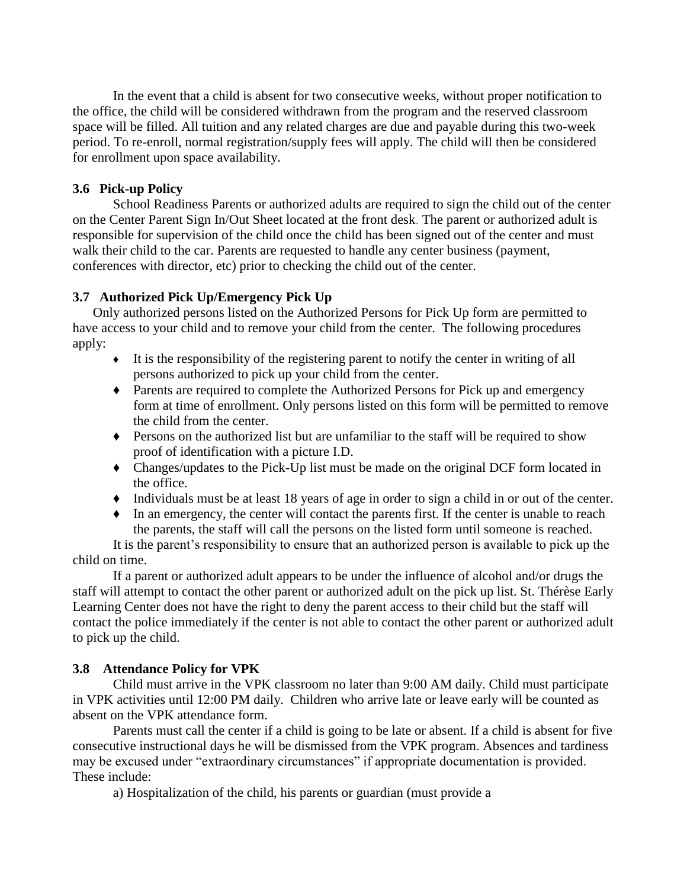In the event that a child is absent for two consecutive weeks, without proper notification to the office, the child will be considered withdrawn from the program and the reserved classroom space will be filled. All tuition and any related charges are due and payable during this two-week period. To re-enroll, normal registration/supply fees will apply. The child will then be considered for enrollment upon space availability.

### 3.6 Pick-up Policy

School Readiness Parents or authorized adults are required to sign the child out of the center on the Center Parent Sign In/Out Sheet located at the front desk. The parent or authorized adult is responsible for supervision of the child once the child has been signed out of the center and must walk their child to the car. Parents are requested to handle any center business (payment, conferences with director, etc) prior to checking the child out of the center.

### 3.7 Authorized Pick Up/Emergency Pick Up

Only authorized persons listed on the Authorized Persons for Pick Up form are permitted to have access to your child and to remove your child from the center. The following procedures apply:

- It is the responsibility of the registering parent to notify the center in writing of all persons authorized to pick up your child from the center.
- Parents are required to complete the Authorized Persons for Pick up and emergency form at time of enrollment. Only persons listed on this form will be permitted to remove the child from the center.
- Persons on the authorized list but are unfamiliar to the staff will be required to show proof of identification with a picture I.D.
- Changes/updates to the Pick-Up list must be made on the original DCF form located in the office.
- Individuals must be at least 18 years of age in order to sign a child in or out of the center.
- In an emergency, the center will contact the parents first. If the center is unable to reach the parents, the staff will call the persons on the listed form until someone is reached.

It is the parent's responsibility to ensure that an authorized person is available to pick up the child on time.

If a parent or authorized adult appears to be under the influence of alcohol and/or drugs the staff will attempt to contact the other parent or authorized adult on the pick up list. St. Thérèse Early Learning Center does not have the right to deny the parent access to their child but the staff will contact the police immediately if the center is not able to contact the other parent or authorized adult to pick up the child.

### 3.8 Attendance Policy for VPK

Child must arrive in the VPK classroom no later than 9:00 AM daily. Child must participate in VPK activities until 12:00 PM daily. Children who arrive late or leave early will be counted as absent on the VPK attendance form.

Parents must call the center if a child is going to be late or absent. If a child is absent for five consecutive instructional days he will be dismissed from the VPK program. Absences and tardiness may be excused under "extraordinary circumstances" if appropriate documentation is provided. These include:

a) Hospitalization of the child, his parents or guardian (must provide a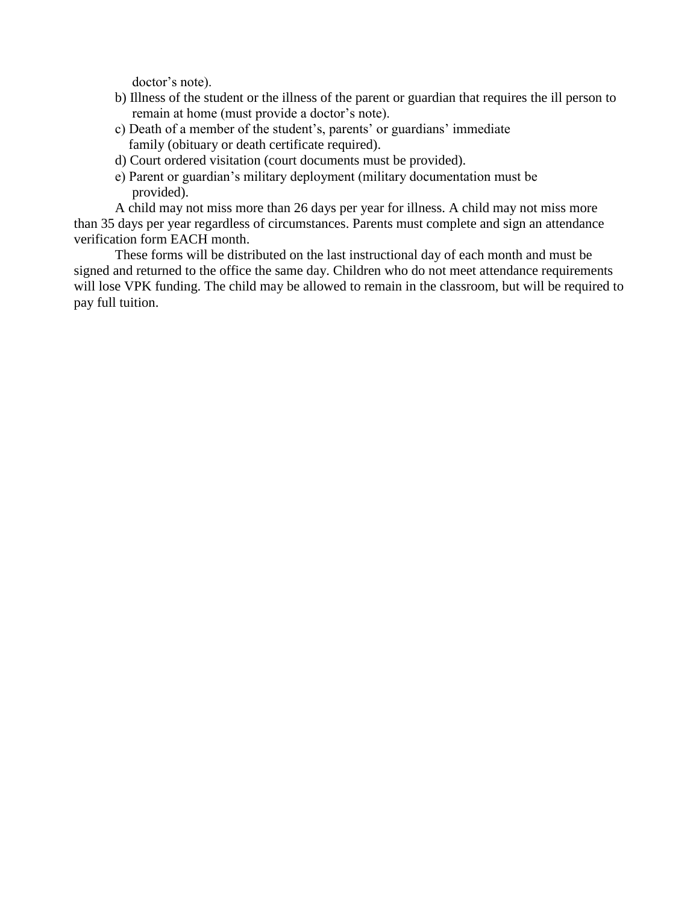doctor's note).

b) Illness of the student or the illness of the parent or guardian that requires the ill person to remain at home (must provide a doctor's note).

c) Death of a member of the student's, parents' or guardians' immediate family (obituary or death certificate required).

d) Court ordered visitation (court documents must be provided).

e) Parent or guardian's military deployment (military documentation must be provided).

A child may not miss more than 26 days per year for illness. A child may not miss more than 35 days per year regardless of circumstances. Parents must complete and sign an attendance verification form EACH month.

These forms will be distributed on the last instructional day of each month and must be signed and returned to the office the same day. Children who do not meet attendance requirements will lose VPK funding. The child may be allowed to remain in the classroom, but will be required to pay full tuition.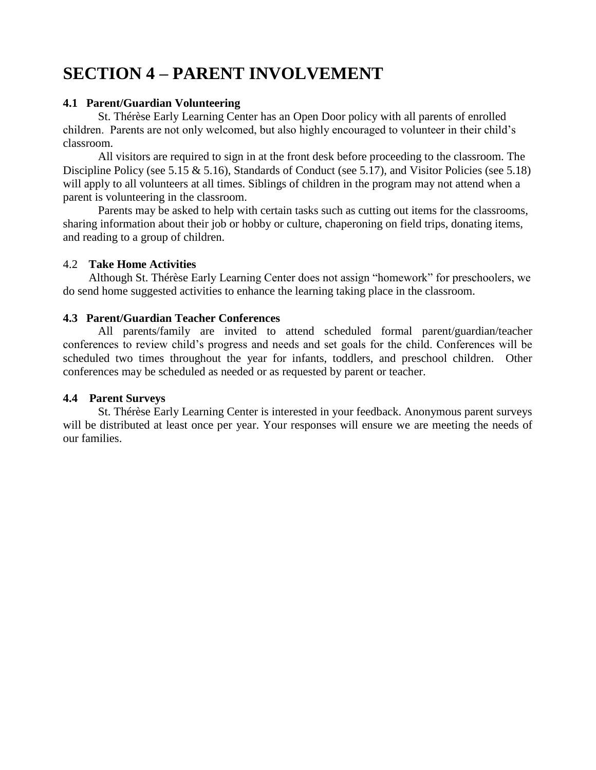# SECTION 4 – PARENT INVOLVEMENT

### 4.1 Parent/Guardian Volunteering

St. Thérèse Early Learning Center has an Open Door policy with all parents of enrolled children. Parents are not only welcomed, but also highly encouraged to volunteer in their child's classroom.

All visitors are required to sign in at the front desk before proceeding to the classroom. The Discipline Policy (see 5.15 & 5.16), Standards of Conduct (see 5.17), and Visitor Policies (see 5.18) will apply to all volunteers at all times. Siblings of children in the program may not attend when a parent is volunteering in the classroom.

Parents may be asked to help with certain tasks such as cutting out items for the classrooms, sharing information about their job or hobby or culture, chaperoning on field trips, donating items, and reading to a group of children.

### 4.2 Take Home Activities

Although St. Thérèse Early Learning Center does not assign "homework" for preschoolers, we do send home suggested activities to enhance the learning taking place in the classroom.

### 4.3 Parent/Guardian Teacher Conferences

All parents/family are invited to attend scheduled formal parent/guardian/teacher conferences to review child's progress and needs and set goals for the child. Conferences will be scheduled two times throughout the year for infants, toddlers, and preschool children. Other conferences may be scheduled as needed or as requested by parent or teacher.

### 4.4 Parent Surveys

St. Thérèse Early Learning Center is interested in your feedback. Anonymous parent surveys will be distributed at least once per year. Your responses will ensure we are meeting the needs of our families.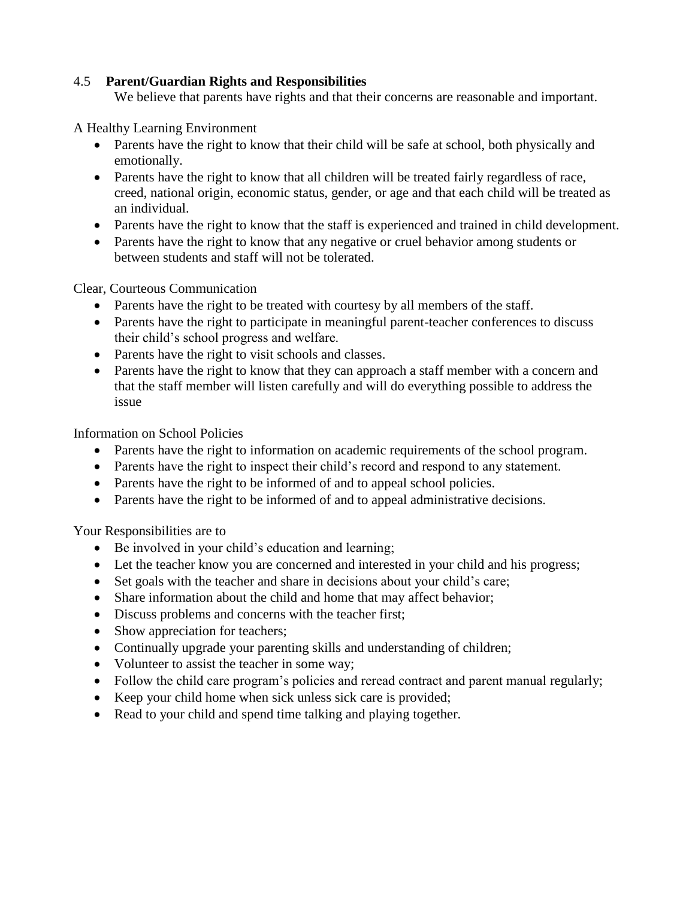## 4.5 **Parent/Guardian Rights and Responsibilities**

We believe that parents have rights and that their concerns are reasonable and important.

A Healthy Learning Environment

- Parents have the right to know that their child will be safe at school, both physically and emotionally.
- Parents have the right to know that all children will be treated fairly regardless of race, creed, national origin, economic status, gender, or age and that each child will be treated as an individual.
- Parents have the right to know that the staff is experienced and trained in child development.
- Parents have the right to know that any negative or cruel behavior among students or between students and staff will not be tolerated.

Clear, Courteous Communication

- Parents have the right to be treated with courtesy by all members of the staff.
- Parents have the right to participate in meaningful parent-teacher conferences to discuss their child's school progress and welfare.
- Parents have the right to visit schools and classes.
- Parents have the right to know that they can approach a staff member with a concern and that the staff member will listen carefully and will do everything possible to address the issue

Information on School Policies

- Parents have the right to information on academic requirements of the school program.
- Parents have the right to inspect their child's record and respond to any statement.
- Parents have the right to be informed of and to appeal school policies.
- Parents have the right to be informed of and to appeal administrative decisions.

Your Responsibilities are to

- Be involved in your child's education and learning;
- Let the teacher know you are concerned and interested in your child and his progress;
- Set goals with the teacher and share in decisions about your child's care;
- Share information about the child and home that may affect behavior;
- Discuss problems and concerns with the teacher first;
- Show appreciation for teachers;
- Continually upgrade your parenting skills and understanding of children;
- Volunteer to assist the teacher in some way;
- Follow the child care program's policies and reread contract and parent manual regularly;
- Keep your child home when sick unless sick care is provided;
- Read to your child and spend time talking and playing together.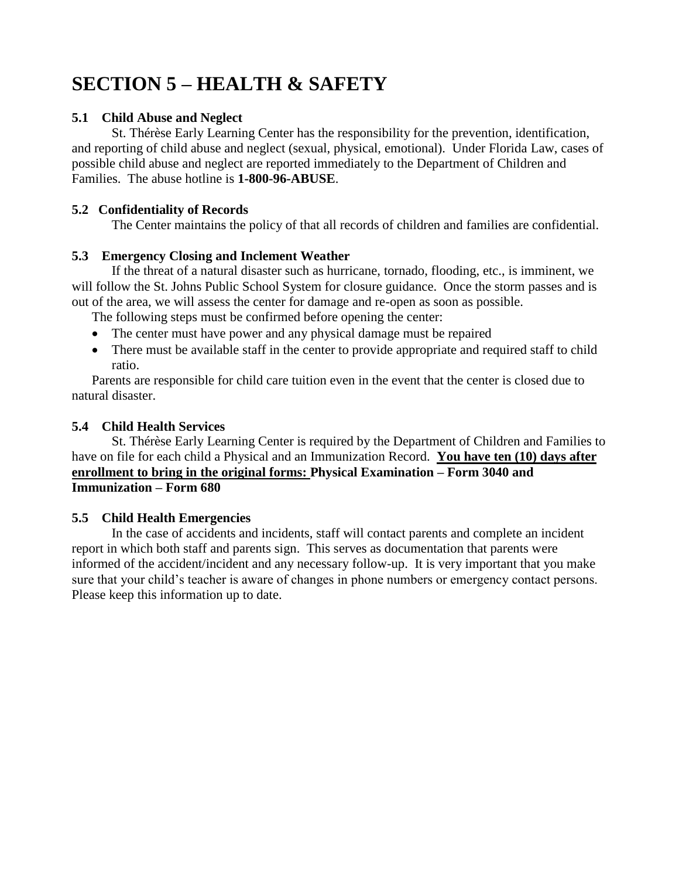# SECTION 5 – HEALTH & SAFETY

### 5.1 Child Abuse and Neglect

St. Thérèse Early Learning Center has the responsibility for the prevention, identification, and reporting of child abuse and neglect (sexual, physical, emotional). Under Florida Law, cases of possible child abuse and neglect are reported immediately to the Department of Children and Families. The abuse hotline is **1-800-96-ABUSE**.

### 5.2 Confidentiality of Records

The Center maintains the policy of that all records of children and families are confidential.

### 5.3 Emergency Closing and Inclement Weather

If the threat of a natural disaster such as hurricane, tornado, flooding, etc., is imminent, we will follow the St. Johns Public School System for closure guidance. Once the storm passes and is out of the area, we will assess the center for damage and re-open as soon as possible.

The following steps must be confirmed before opening the center:

- The center must have power and any physical damage must be repaired
- There must be available staff in the center to provide appropriate and required staff to child ratio.

Parents are responsible for child care tuition even in the event that the center is closed due to natural disaster.

### 5.4 Child Health Services

St. Thérèse Early Learning Center is required by the Department of Children and Families to have on file for each child a Physical and an Immunization Record. **<u>You have ten (10) days after enrollment to bring in the original forms:</u> Physical Examination – Form 3040 and Immunization – Form 680**

### 5.5 Child Health Emergencies

In the case of accidents and incidents, staff will contact parents and complete an incident report in which both staff and parents sign. This serves as documentation that parents were informed of the accident/incident and any necessary follow-up. It is very important that you make sure that your child's teacher is aware of changes in phone numbers or emergency contact persons. Please keep this information up to date.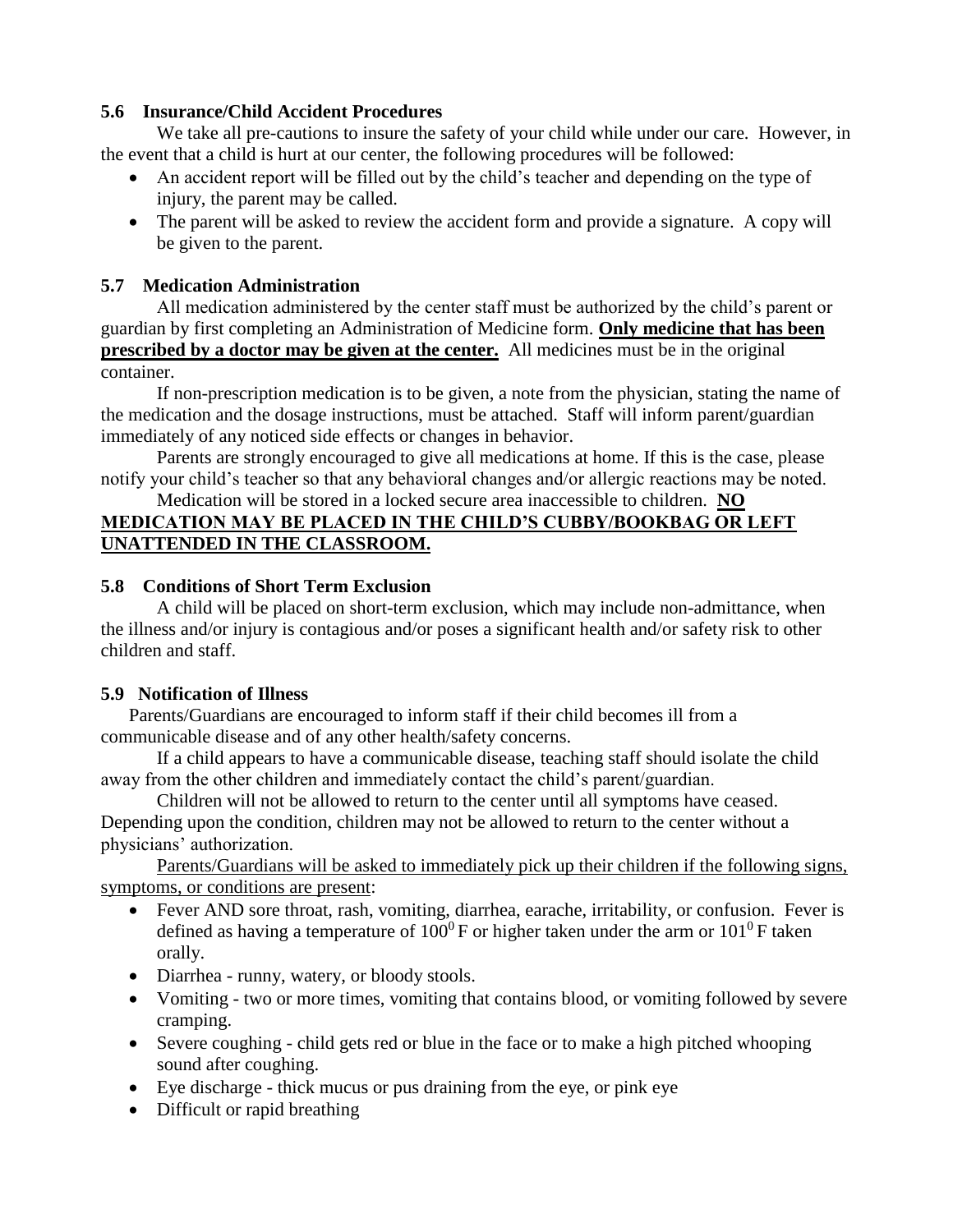### 5.6 Insurance/Child Accident Procedures

We take all pre-cautions to insure the safety of your child while under our care. However, in the event that a child is hurt at our center, the following procedures will be followed:

- An accident report will be filled out by the child's teacher and depending on the type of injury, the parent may be called.
- The parent will be asked to review the accident form and provide a signature. A copy will be given to the parent.

### 5.7 Medication Administration

All medication administered by the center staff must be authorized by the child's parent or guardian by first completing an Administration of Medicine form. **Only medicine that has been prescribed by a doctor may be given at the center.** All medicines must be in the original container.

If non-prescription medication is to be given, a note from the physician, stating the name of the medication and the dosage instructions, must be attached. Staff will inform parent/guardian immediately of any noticed side effects or changes in behavior.

Parents are strongly encouraged to give all medications at home. If this is the case, please notify your child's teacher so that any behavioral changes and/or allergic reactions may be noted.

Medication will be stored in a locked secure area inaccessible to children. **NO MEDICATION MAY BE PLACED IN THE CHILD'S CUBBY/BOOKBAG OR LEFT UNATTENDED IN THE CLASSROOM.**

### 5.8 Conditions of Short Term Exclusion

A child will be placed on short-term exclusion, which may include non-admittance, when the illness and/or injury is contagious and/or poses a significant health and/or safety risk to other children and staff.

### 5.9 Notification of Illness

Parents/Guardians are encouraged to inform staff if their child becomes ill from a communicable disease and of any other health/safety concerns.

If a child appears to have a communicable disease, teaching staff should isolate the child away from the other children and immediately contact the child's parent/guardian.

Children will not be allowed to return to the center until all symptoms have ceased. Depending upon the condition, children may not be allowed to return to the center without a physicians' authorization.

Parents/Guardians will be asked to immediately pick up their children if the following signs, symptoms, or conditions are present:

- Fever AND sore throat, rash, vomiting, diarrhea, earache, irritability, or confusion. Fever is defined as having a temperature of $100^0$ F or higher taken under the arm or $101^0$ F taken orally.
- Diarrhea - runny, watery, or bloody stools.
- Vomiting - two or more times, vomiting that contains blood, or vomiting followed by severe cramping.
- Severe coughing - child gets red or blue in the face or to make a high pitched whooping sound after coughing.
- Eye discharge - thick mucus or pus draining from the eye, or pink eye
- Difficult or rapid breathing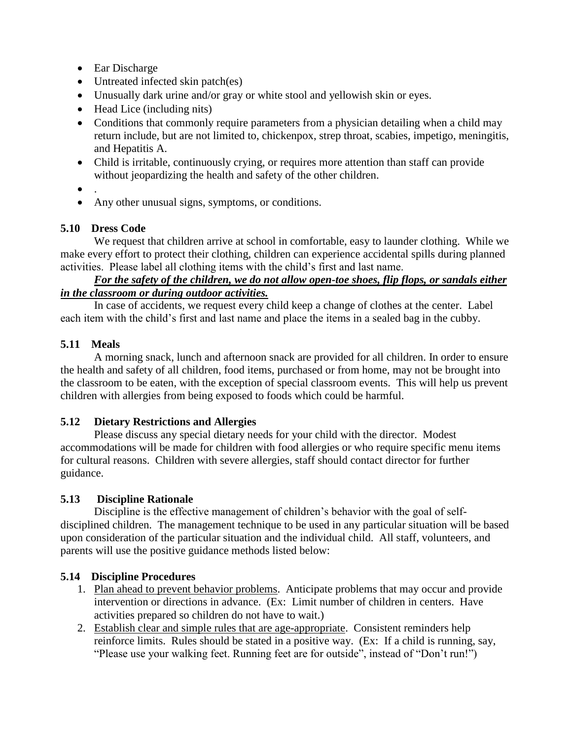- Ear Discharge
- Untreated infected skin patch(es)
- Unusually dark urine and/or gray or white stool and yellowish skin or eyes.
- Head Lice (including nits)
- Conditions that commonly require parameters from a physician detailing when a child may return include, but are not limited to, chickenpox, strep throat, scabies, impetigo, meningitis, and Hepatitis A.
- Child is irritable, continuously crying, or requires more attention than staff can provide without jeopardizing the health and safety of the other children.
- .
- Any other unusual signs, symptoms, or conditions.

### 5.10 Dress Code

We request that children arrive at school in comfortable, easy to launder clothing. While we make every effort to protect their clothing, children can experience accidental spills during planned activities. Please label all clothing items with the child's first and last name.

***<u>For the safety of the children, we do not allow open-toe shoes, flip flops, or sandals either in the classroom or during outdoor activities.</u>***

In case of accidents, we request every child keep a change of clothes at the center. Label each item with the child's first and last name and place the items in a sealed bag in the cubby.

### 5.11 Meals

A morning snack, lunch and afternoon snack are provided for all children. In order to ensure the health and safety of all children, food items, purchased or from home, may not be brought into the classroom to be eaten, with the exception of special classroom events. This will help us prevent children with allergies from being exposed to foods which could be harmful.

### 5.12 Dietary Restrictions and Allergies

Please discuss any special dietary needs for your child with the director. Modest accommodations will be made for children with food allergies or who require specific menu items for cultural reasons. Children with severe allergies, staff should contact director for further guidance.

### 5.13 Discipline Rationale

Discipline is the effective management of children's behavior with the goal of self-disciplined children. The management technique to be used in any particular situation will be based upon consideration of the particular situation and the individual child. All staff, volunteers, and parents will use the positive guidance methods listed below:

### 5.14 Discipline Procedures

1. <u>Plan ahead to prevent behavior problems</u>. Anticipate problems that may occur and provide intervention or directions in advance. (Ex: Limit number of children in centers. Have activities prepared so children do not have to wait.)
2. <u>Establish clear and simple rules that are age-appropriate</u>. Consistent reminders help reinforce limits. Rules should be stated in a positive way. (Ex: If a child is running, say, "Please use your walking feet. Running feet are for outside", instead of "Don't run!")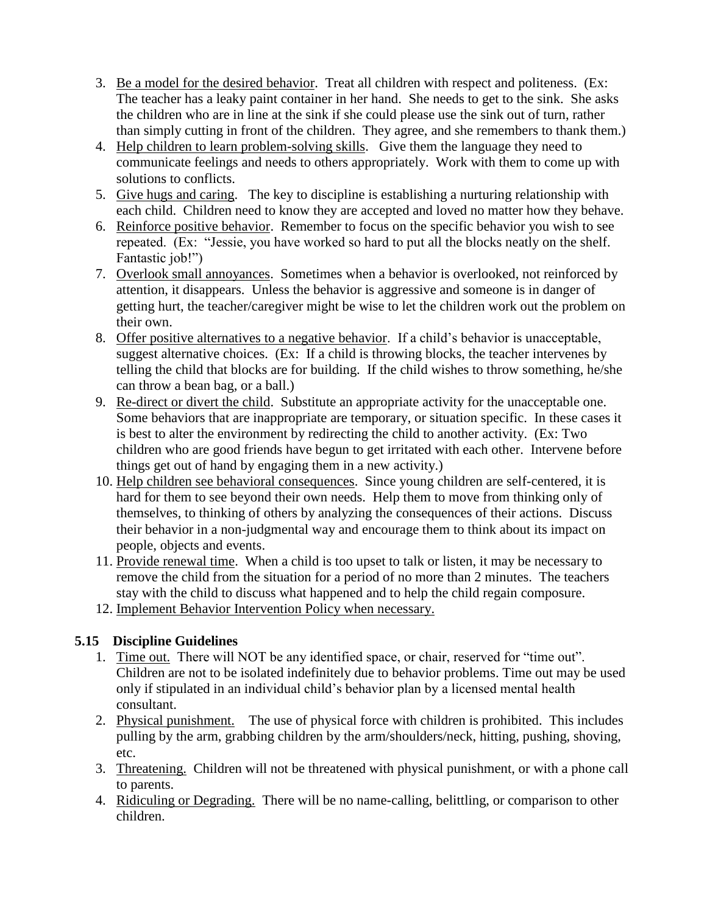3. Be a model for the desired behavior. Treat all children with respect and politeness. (Ex: The teacher has a leaky paint container in her hand. She needs to get to the sink. She asks the children who are in line at the sink if she could please use the sink out of turn, rather than simply cutting in front of the children. They agree, and she remembers to thank them.)
4. Help children to learn problem-solving skills. Give them the language they need to communicate feelings and needs to others appropriately. Work with them to come up with solutions to conflicts.
5. Give hugs and caring. The key to discipline is establishing a nurturing relationship with each child. Children need to know they are accepted and loved no matter how they behave.
6. Reinforce positive behavior. Remember to focus on the specific behavior you wish to see repeated. (Ex: "Jessie, you have worked so hard to put all the blocks neatly on the shelf. Fantastic job!")
7. Overlook small annoyances. Sometimes when a behavior is overlooked, not reinforced by attention, it disappears. Unless the behavior is aggressive and someone is in danger of getting hurt, the teacher/caregiver might be wise to let the children work out the problem on their own.
8. Offer positive alternatives to a negative behavior. If a child's behavior is unacceptable, suggest alternative choices. (Ex: If a child is throwing blocks, the teacher intervenes by telling the child that blocks are for building. If the child wishes to throw something, he/she can throw a bean bag, or a ball.)
9. Re-direct or divert the child. Substitute an appropriate activity for the unacceptable one. Some behaviors that are inappropriate are temporary, or situation specific. In these cases it is best to alter the environment by redirecting the child to another activity. (Ex: Two children who are good friends have begun to get irritated with each other. Intervene before things get out of hand by engaging them in a new activity.)
10. Help children see behavioral consequences. Since young children are self-centered, it is hard for them to see beyond their own needs. Help them to move from thinking only of themselves, to thinking of others by analyzing the consequences of their actions. Discuss their behavior in a non-judgmental way and encourage them to think about its impact on people, objects and events.
11. Provide renewal time. When a child is too upset to talk or listen, it may be necessary to remove the child from the situation for a period of no more than 2 minutes. The teachers stay with the child to discuss what happened and to help the child regain composure.
12. Implement Behavior Intervention Policy when necessary.

### 5.15 Discipline Guidelines

1. Time out. There will NOT be any identified space, or chair, reserved for "time out". Children are not to be isolated indefinitely due to behavior problems. Time out may be used only if stipulated in an individual child's behavior plan by a licensed mental health consultant.
2. Physical punishment. The use of physical force with children is prohibited. This includes pulling by the arm, grabbing children by the arm/shoulders/neck, hitting, pushing, shoving, etc.
3. Threatening. Children will not be threatened with physical punishment, or with a phone call to parents.
4. Ridiculing or Degrading. There will be no name-calling, belittling, or comparison to other children.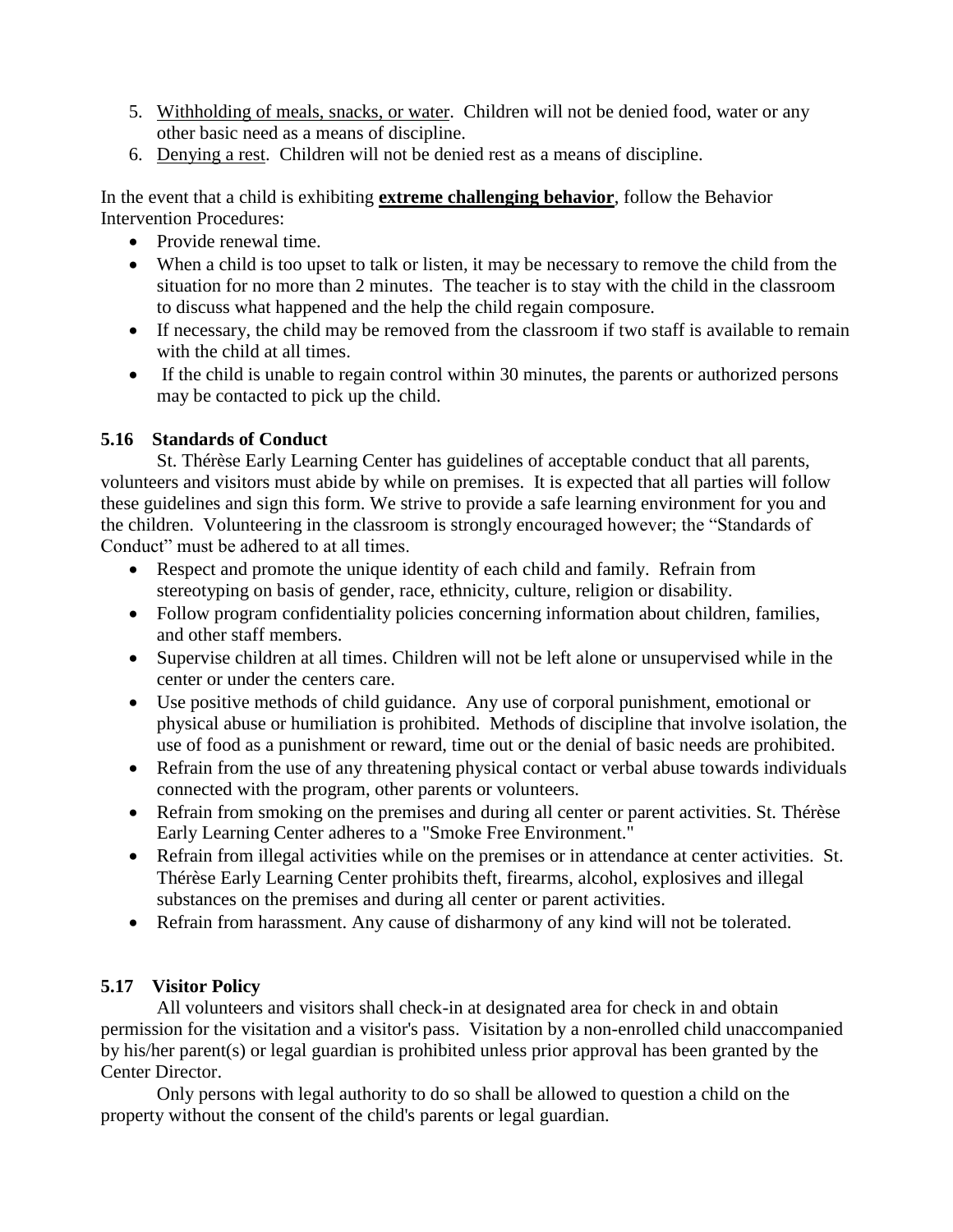5. Withholding of meals, snacks, or water. Children will not be denied food, water or any other basic need as a means of discipline.
6. Denying a rest. Children will not be denied rest as a means of discipline.

In the event that a child is exhibiting **extreme challenging behavior**, follow the Behavior Intervention Procedures:

- Provide renewal time.
- When a child is too upset to talk or listen, it may be necessary to remove the child from the situation for no more than 2 minutes. The teacher is to stay with the child in the classroom to discuss what happened and the help the child regain composure.
- If necessary, the child may be removed from the classroom if two staff is available to remain with the child at all times.
- If the child is unable to regain control within 30 minutes, the parents or authorized persons may be contacted to pick up the child.

### 5.16 Standards of Conduct

St. Thérèse Early Learning Center has guidelines of acceptable conduct that all parents, volunteers and visitors must abide by while on premises. It is expected that all parties will follow these guidelines and sign this form. We strive to provide a safe learning environment for you and the children. Volunteering in the classroom is strongly encouraged however; the "Standards of Conduct" must be adhered to at all times.

- Respect and promote the unique identity of each child and family. Refrain from stereotyping on basis of gender, race, ethnicity, culture, religion or disability.
- Follow program confidentiality policies concerning information about children, families, and other staff members.
- Supervise children at all times. Children will not be left alone or unsupervised while in the center or under the centers care.
- Use positive methods of child guidance. Any use of corporal punishment, emotional or physical abuse or humiliation is prohibited. Methods of discipline that involve isolation, the use of food as a punishment or reward, time out or the denial of basic needs are prohibited.
- Refrain from the use of any threatening physical contact or verbal abuse towards individuals connected with the program, other parents or volunteers.
- Refrain from smoking on the premises and during all center or parent activities. St. Thérèse Early Learning Center adheres to a "Smoke Free Environment."
- Refrain from illegal activities while on the premises or in attendance at center activities. St. Thérèse Early Learning Center prohibits theft, firearms, alcohol, explosives and illegal substances on the premises and during all center or parent activities.
- Refrain from harassment. Any cause of disharmony of any kind will not be tolerated.

### 5.17 Visitor Policy

All volunteers and visitors shall check-in at designated area for check in and obtain permission for the visitation and a visitor's pass. Visitation by a non-enrolled child unaccompanied by his/her parent(s) or legal guardian is prohibited unless prior approval has been granted by the Center Director.

Only persons with legal authority to do so shall be allowed to question a child on the property without the consent of the child's parents or legal guardian.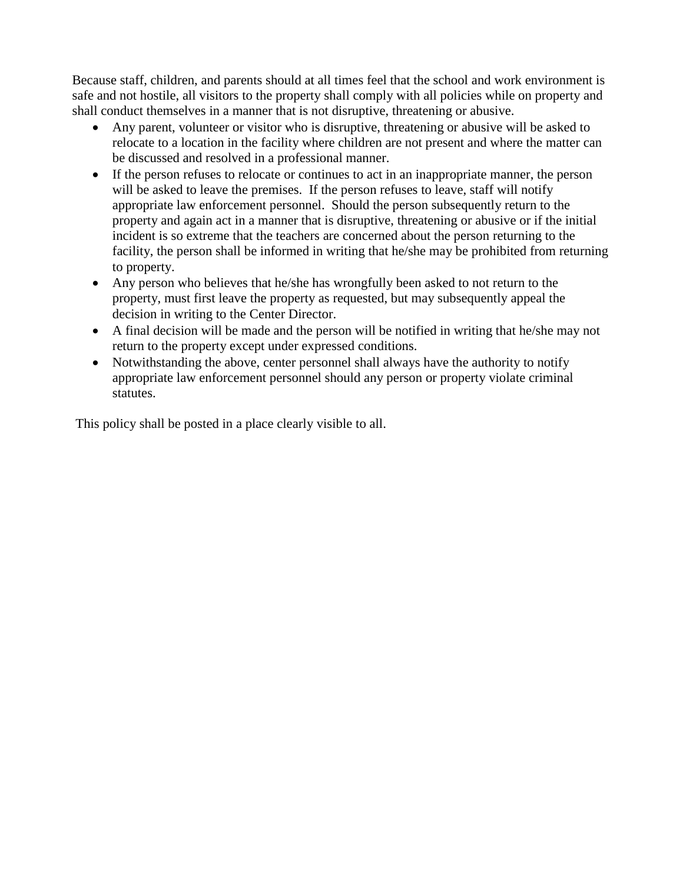Because staff, children, and parents should at all times feel that the school and work environment is safe and not hostile, all visitors to the property shall comply with all policies while on property and shall conduct themselves in a manner that is not disruptive, threatening or abusive.

- Any parent, volunteer or visitor who is disruptive, threatening or abusive will be asked to relocate to a location in the facility where children are not present and where the matter can be discussed and resolved in a professional manner.
- If the person refuses to relocate or continues to act in an inappropriate manner, the person will be asked to leave the premises. If the person refuses to leave, staff will notify appropriate law enforcement personnel. Should the person subsequently return to the property and again act in a manner that is disruptive, threatening or abusive or if the initial incident is so extreme that the teachers are concerned about the person returning to the facility, the person shall be informed in writing that he/she may be prohibited from returning to property.
- Any person who believes that he/she has wrongfully been asked to not return to the property, must first leave the property as requested, but may subsequently appeal the decision in writing to the Center Director.
- A final decision will be made and the person will be notified in writing that he/she may not return to the property except under expressed conditions.
- Notwithstanding the above, center personnel shall always have the authority to notify appropriate law enforcement personnel should any person or property violate criminal statutes.

This policy shall be posted in a place clearly visible to all.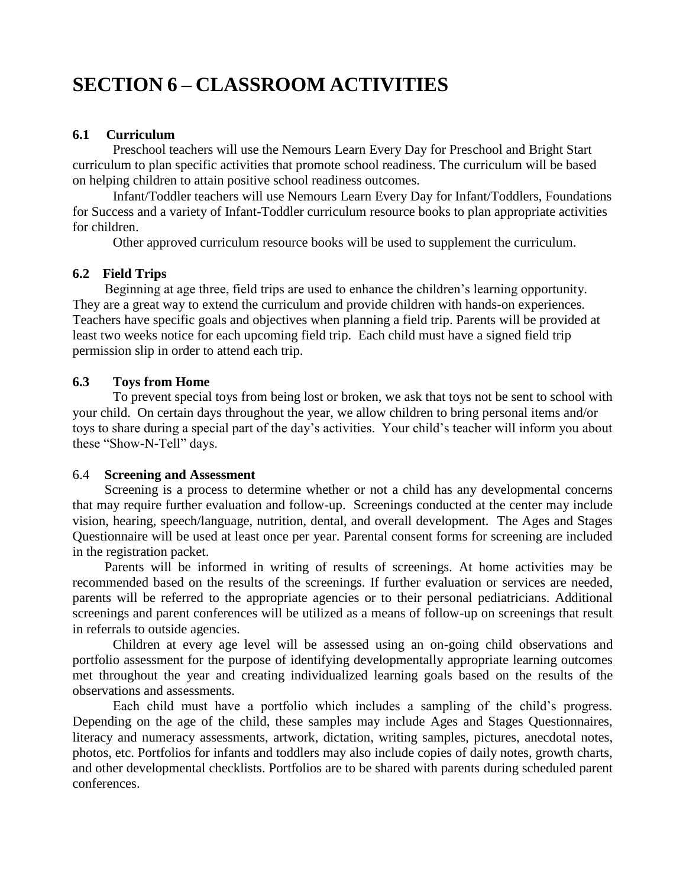# SECTION 6 – CLASSROOM ACTIVITIES

### 6.1 Curriculum

Preschool teachers will use the Nemours Learn Every Day for Preschool and Bright Start curriculum to plan specific activities that promote school readiness. The curriculum will be based on helping children to attain positive school readiness outcomes.

Infant/Toddler teachers will use Nemours Learn Every Day for Infant/Toddlers, Foundations for Success and a variety of Infant-Toddler curriculum resource books to plan appropriate activities for children.

Other approved curriculum resource books will be used to supplement the curriculum.

### 6.2 Field Trips

Beginning at age three, field trips are used to enhance the children's learning opportunity. They are a great way to extend the curriculum and provide children with hands-on experiences. Teachers have specific goals and objectives when planning a field trip. Parents will be provided at least two weeks notice for each upcoming field trip. Each child must have a signed field trip permission slip in order to attend each trip.

### 6.3 Toys from Home

To prevent special toys from being lost or broken, we ask that toys not be sent to school with your child. On certain days throughout the year, we allow children to bring personal items and/or toys to share during a special part of the day's activities. Your child's teacher will inform you about these "Show-N-Tell" days.

### 6.4 Screening and Assessment

Screening is a process to determine whether or not a child has any developmental concerns that may require further evaluation and follow-up. Screenings conducted at the center may include vision, hearing, speech/language, nutrition, dental, and overall development. The Ages and Stages Questionnaire will be used at least once per year. Parental consent forms for screening are included in the registration packet.

Parents will be informed in writing of results of screenings. At home activities may be recommended based on the results of the screenings. If further evaluation or services are needed, parents will be referred to the appropriate agencies or to their personal pediatricians. Additional screenings and parent conferences will be utilized as a means of follow-up on screenings that result in referrals to outside agencies.

Children at every age level will be assessed using an on-going child observations and portfolio assessment for the purpose of identifying developmentally appropriate learning outcomes met throughout the year and creating individualized learning goals based on the results of the observations and assessments.

Each child must have a portfolio which includes a sampling of the child's progress. Depending on the age of the child, these samples may include Ages and Stages Questionnaires, literacy and numeracy assessments, artwork, dictation, writing samples, pictures, anecdotal notes, photos, etc. Portfolios for infants and toddlers may also include copies of daily notes, growth charts, and other developmental checklists. Portfolios are to be shared with parents during scheduled parent conferences.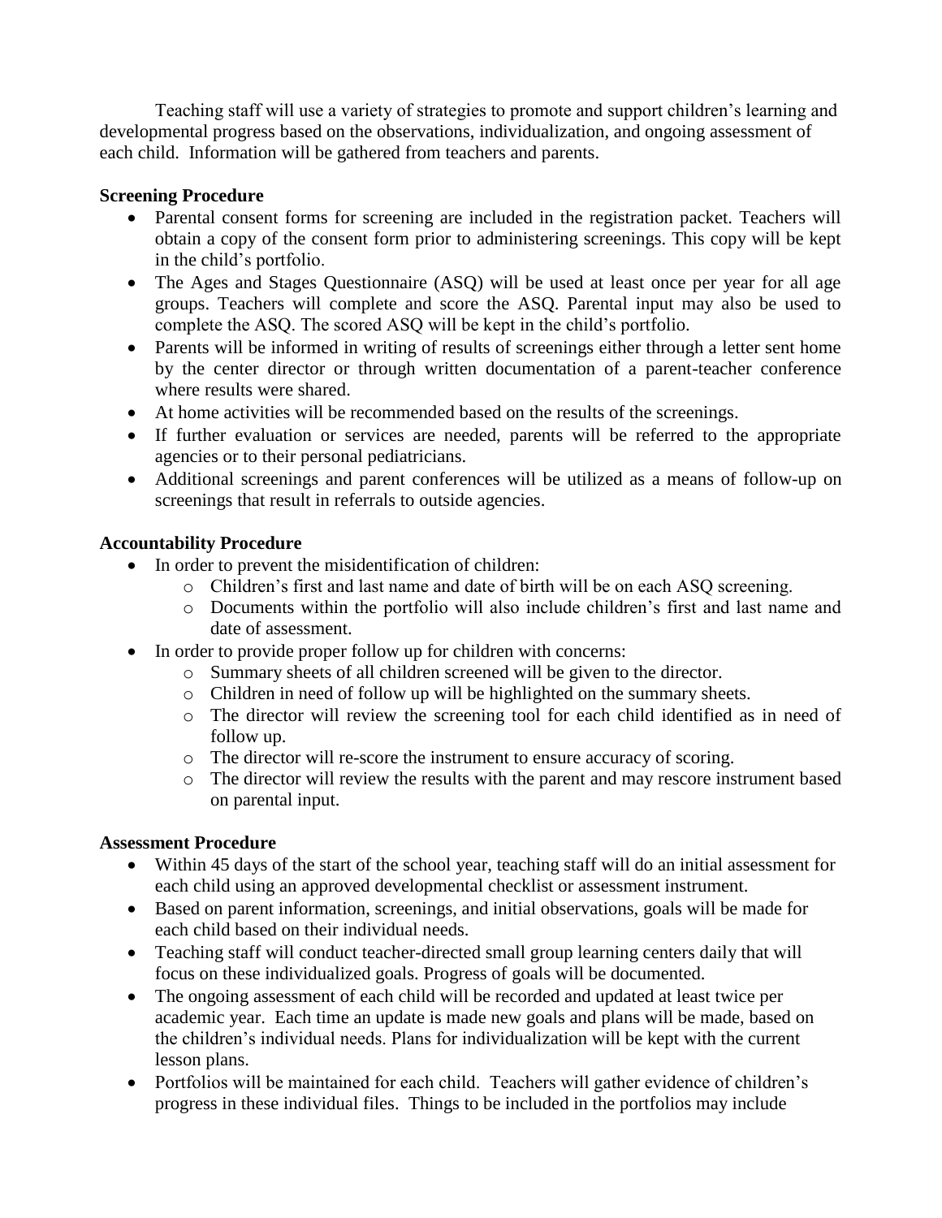Teaching staff will use a variety of strategies to promote and support children's learning and developmental progress based on the observations, individualization, and ongoing assessment of each child. Information will be gathered from teachers and parents.

**Screening Procedure**

- Parental consent forms for screening are included in the registration packet. Teachers will obtain a copy of the consent form prior to administering screenings. This copy will be kept in the child's portfolio.
- The Ages and Stages Questionnaire (ASQ) will be used at least once per year for all age groups. Teachers will complete and score the ASQ. Parental input may also be used to complete the ASQ. The scored ASQ will be kept in the child's portfolio.
- Parents will be informed in writing of results of screenings either through a letter sent home by the center director or through written documentation of a parent-teacher conference where results were shared.
- At home activities will be recommended based on the results of the screenings.
- If further evaluation or services are needed, parents will be referred to the appropriate agencies or to their personal pediatricians.
- Additional screenings and parent conferences will be utilized as a means of follow-up on screenings that result in referrals to outside agencies.

**Accountability Procedure**

- In order to prevent the misidentification of children:
  - Children's first and last name and date of birth will be on each ASQ screening.
  - Documents within the portfolio will also include children's first and last name and date of assessment.
- In order to provide proper follow up for children with concerns:
  - Summary sheets of all children screened will be given to the director.
  - Children in need of follow up will be highlighted on the summary sheets.
  - The director will review the screening tool for each child identified as in need of follow up.
  - The director will re-score the instrument to ensure accuracy of scoring.
  - The director will review the results with the parent and may rescore instrument based on parental input.

**Assessment Procedure**

- Within 45 days of the start of the school year, teaching staff will do an initial assessment for each child using an approved developmental checklist or assessment instrument.
- Based on parent information, screenings, and initial observations, goals will be made for each child based on their individual needs.
- Teaching staff will conduct teacher-directed small group learning centers daily that will focus on these individualized goals. Progress of goals will be documented.
- The ongoing assessment of each child will be recorded and updated at least twice per academic year. Each time an update is made new goals and plans will be made, based on the children's individual needs. Plans for individualization will be kept with the current lesson plans.
- Portfolios will be maintained for each child. Teachers will gather evidence of children's progress in these individual files. Things to be included in the portfolios may include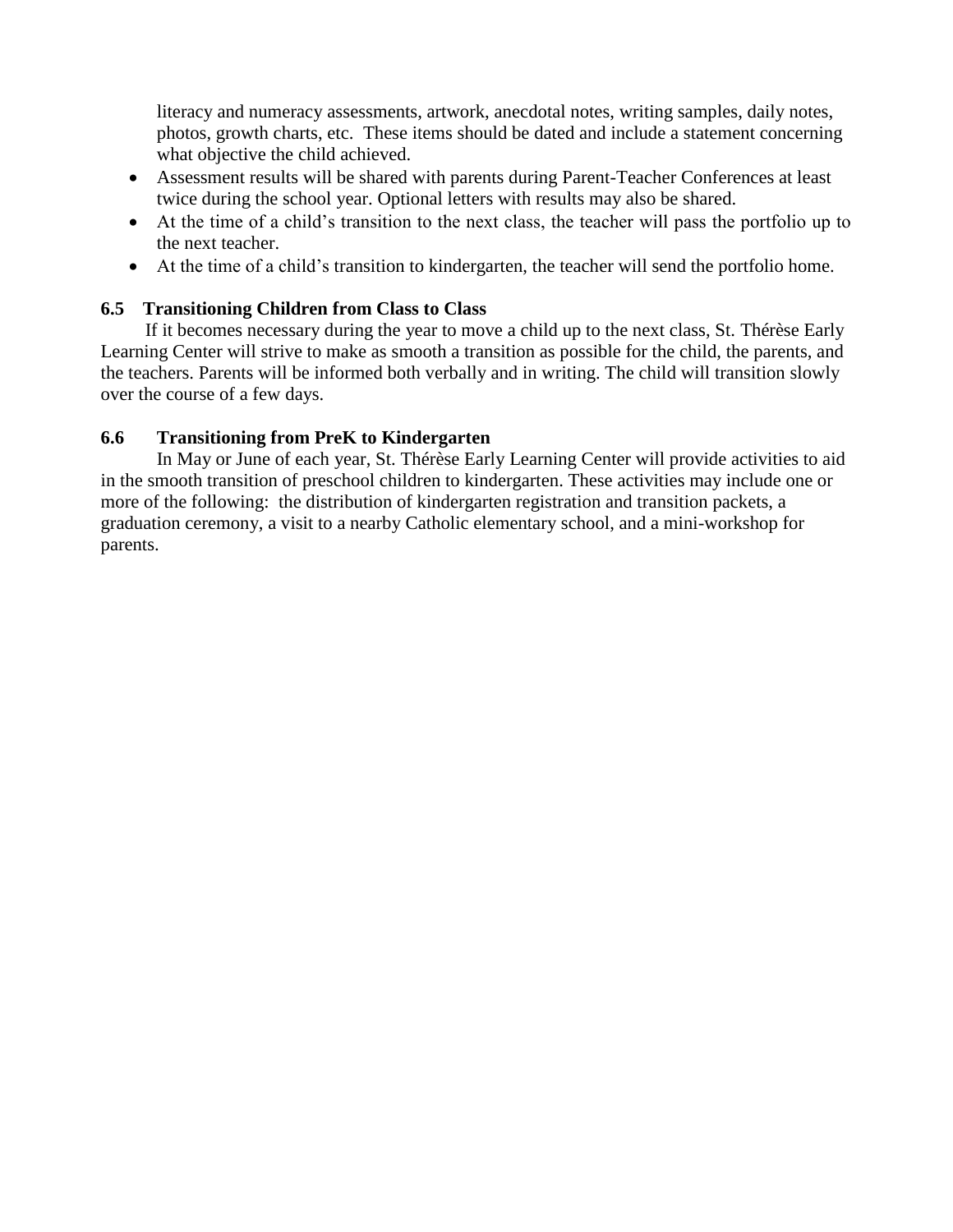literacy and numeracy assessments, artwork, anecdotal notes, writing samples, daily notes, photos, growth charts, etc. These items should be dated and include a statement concerning what objective the child achieved.

- Assessment results will be shared with parents during Parent-Teacher Conferences at least twice during the school year. Optional letters with results may also be shared.
- At the time of a child's transition to the next class, the teacher will pass the portfolio up to the next teacher.
- At the time of a child's transition to kindergarten, the teacher will send the portfolio home.

### 6.5 Transitioning Children from Class to Class

If it becomes necessary during the year to move a child up to the next class, St. Thérèse Early Learning Center will strive to make as smooth a transition as possible for the child, the parents, and the teachers. Parents will be informed both verbally and in writing. The child will transition slowly over the course of a few days.

### 6.6 Transitioning from PreK to Kindergarten

In May or June of each year, St. Thérèse Early Learning Center will provide activities to aid in the smooth transition of preschool children to kindergarten. These activities may include one or more of the following: the distribution of kindergarten registration and transition packets, a graduation ceremony, a visit to a nearby Catholic elementary school, and a mini-workshop for parents.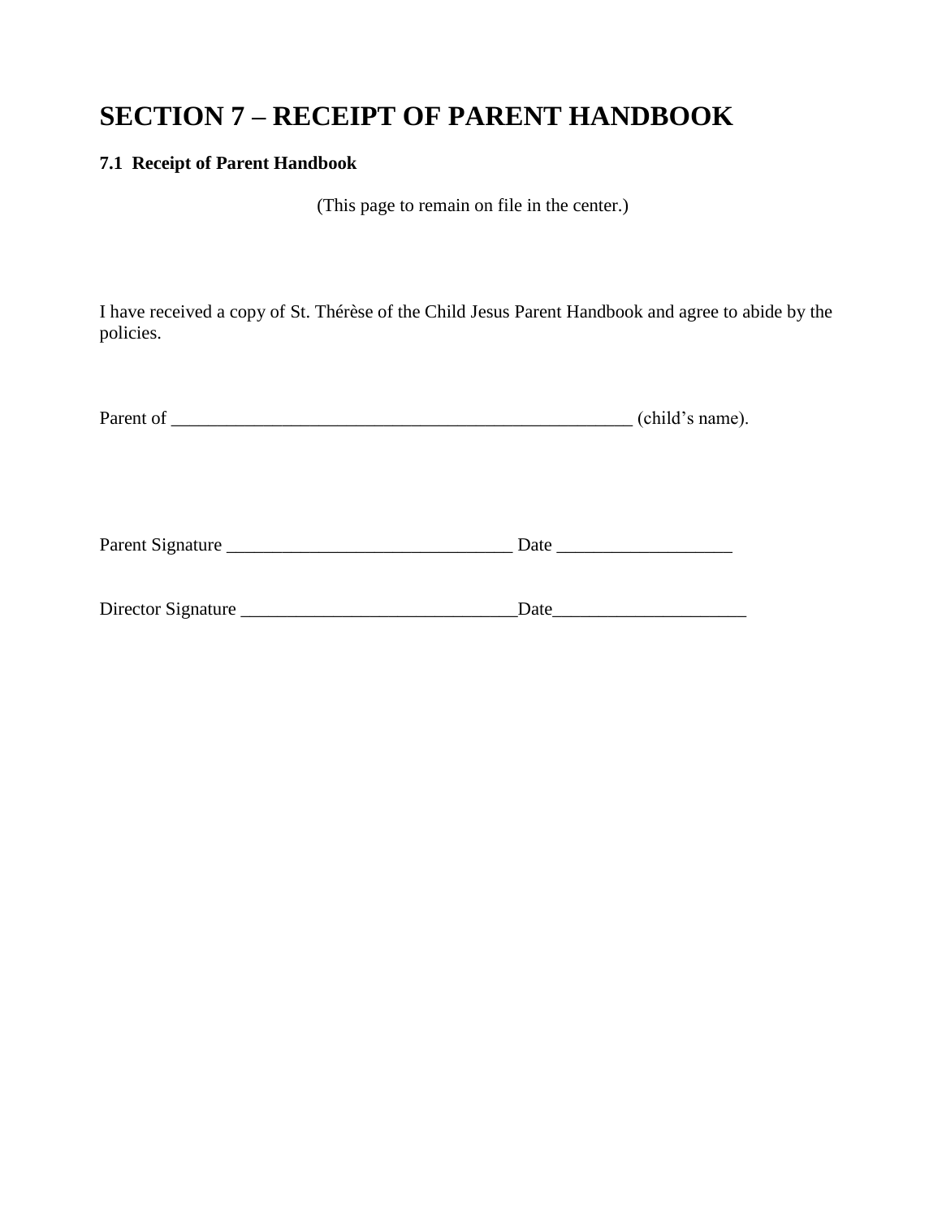# SECTION 7 – RECEIPT OF PARENT HANDBOOK

### 7.1 Receipt of Parent Handbook

(This page to remain on file in the center.)

I have received a copy of St. Thérèse of the Child Jesus Parent Handbook and agree to abide by the policies.

Parent of ____________________________________________________ (child's name).

Parent Signature _______________________________ Date ___________________

Director Signature ______________________________Date_____________________